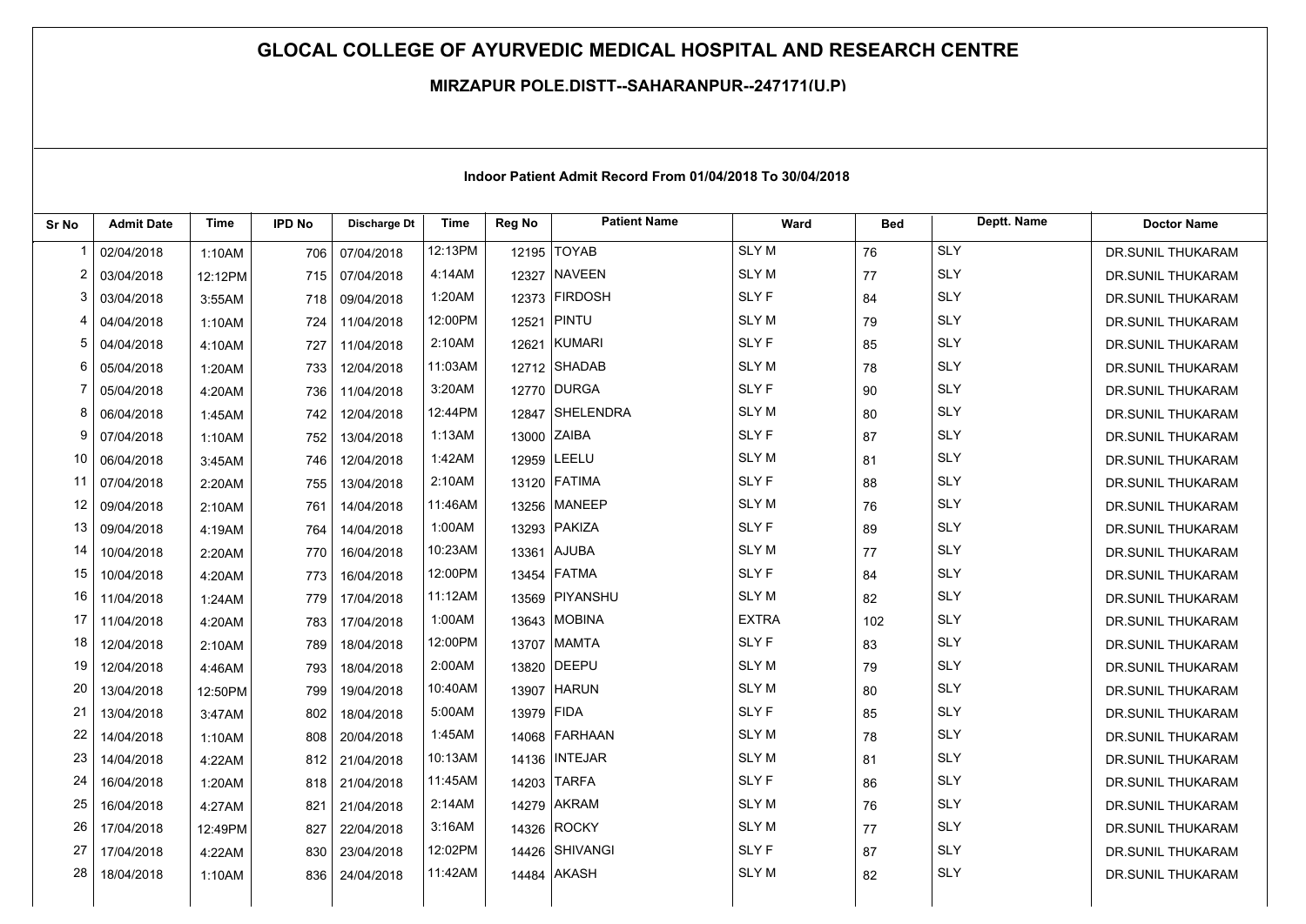# GLOCAL COLLEGE OF AYURVEDIC MEDICAL HOSPITAL AND RESEARCH CENTRE

**MIRZAPUR POLE.DISTT--SAHARANPUR--247171(U.P)**

**Indoor Patient Admit Record From 01/04/2018 To 30/04/2018**

| Sr No | Admit Date | Time | IPD No | Discharge Dt | Time | Reg No | Patient Name | Ward | Bed | Deptt. Name | Doctor Name |
|---|---|---|---|---|---|---|---|---|---|---|---|
| 1 | 02/04/2018 | 1:10AM | 706 | 07/04/2018 | 12:13PM | 12195 | TOYAB | SLY M | 76 | SLY | DR.SUNIL THUKARAM |
| 2 | 03/04/2018 | 12:12PM | 715 | 07/04/2018 | 4:14AM | 12327 | NAVEEN | SLY M | 77 | SLY | DR.SUNIL THUKARAM |
| 3 | 03/04/2018 | 3:55AM | 718 | 09/04/2018 | 1:20AM | 12373 | FIRDOSH | SLY F | 84 | SLY | DR.SUNIL THUKARAM |
| 4 | 04/04/2018 | 1:10AM | 724 | 11/04/2018 | 12:00PM | 12521 | PINTU | SLY M | 79 | SLY | DR.SUNIL THUKARAM |
| 5 | 04/04/2018 | 4:10AM | 727 | 11/04/2018 | 2:10AM | 12621 | KUMARI | SLY F | 85 | SLY | DR.SUNIL THUKARAM |
| 6 | 05/04/2018 | 1:20AM | 733 | 12/04/2018 | 11:03AM | 12712 | SHADAB | SLY M | 78 | SLY | DR.SUNIL THUKARAM |
| 7 | 05/04/2018 | 4:20AM | 736 | 11/04/2018 | 3:20AM | 12770 | DURGA | SLY F | 90 | SLY | DR.SUNIL THUKARAM |
| 8 | 06/04/2018 | 1:45AM | 742 | 12/04/2018 | 12:44PM | 12847 | SHELENDRA | SLY M | 80 | SLY | DR.SUNIL THUKARAM |
| 9 | 07/04/2018 | 1:10AM | 752 | 13/04/2018 | 1:13AM | 13000 | ZAIBA | SLY F | 87 | SLY | DR.SUNIL THUKARAM |
| 10 | 06/04/2018 | 3:45AM | 746 | 12/04/2018 | 1:42AM | 12959 | LEELU | SLY M | 81 | SLY | DR.SUNIL THUKARAM |
| 11 | 07/04/2018 | 2:20AM | 755 | 13/04/2018 | 2:10AM | 13120 | FATIMA | SLY F | 88 | SLY | DR.SUNIL THUKARAM |
| 12 | 09/04/2018 | 2:10AM | 761 | 14/04/2018 | 11:46AM | 13256 | MANEEP | SLY M | 76 | SLY | DR.SUNIL THUKARAM |
| 13 | 09/04/2018 | 4:19AM | 764 | 14/04/2018 | 1:00AM | 13293 | PAKIZA | SLY F | 89 | SLY | DR.SUNIL THUKARAM |
| 14 | 10/04/2018 | 2:20AM | 770 | 16/04/2018 | 10:23AM | 13361 | AJUBA | SLY M | 77 | SLY | DR.SUNIL THUKARAM |
| 15 | 10/04/2018 | 4:20AM | 773 | 16/04/2018 | 12:00PM | 13454 | FATMA | SLY F | 84 | SLY | DR.SUNIL THUKARAM |
| 16 | 11/04/2018 | 1:24AM | 779 | 17/04/2018 | 11:12AM | 13569 | PIYANSHU | SLY M | 82 | SLY | DR.SUNIL THUKARAM |
| 17 | 11/04/2018 | 4:20AM | 783 | 17/04/2018 | 1:00AM | 13643 | MOBINA | EXTRA | 102 | SLY | DR.SUNIL THUKARAM |
| 18 | 12/04/2018 | 2:10AM | 789 | 18/04/2018 | 12:00PM | 13707 | MAMTA | SLY F | 83 | SLY | DR.SUNIL THUKARAM |
| 19 | 12/04/2018 | 4:46AM | 793 | 18/04/2018 | 2:00AM | 13820 | DEEPU | SLY M | 79 | SLY | DR.SUNIL THUKARAM |
| 20 | 13/04/2018 | 12:50PM | 799 | 19/04/2018 | 10:40AM | 13907 | HARUN | SLY M | 80 | SLY | DR.SUNIL THUKARAM |
| 21 | 13/04/2018 | 3:47AM | 802 | 18/04/2018 | 5:00AM | 13979 | FIDA | SLY F | 85 | SLY | DR.SUNIL THUKARAM |
| 22 | 14/04/2018 | 1:10AM | 808 | 20/04/2018 | 1:45AM | 14068 | FARHAAN | SLY M | 78 | SLY | DR.SUNIL THUKARAM |
| 23 | 14/04/2018 | 4:22AM | 812 | 21/04/2018 | 10:13AM | 14136 | INTEJAR | SLY M | 81 | SLY | DR.SUNIL THUKARAM |
| 24 | 16/04/2018 | 1:20AM | 818 | 21/04/2018 | 11:45AM | 14203 | TARFA | SLY F | 86 | SLY | DR.SUNIL THUKARAM |
| 25 | 16/04/2018 | 4:27AM | 821 | 21/04/2018 | 2:14AM | 14279 | AKRAM | SLY M | 76 | SLY | DR.SUNIL THUKARAM |
| 26 | 17/04/2018 | 12:49PM | 827 | 22/04/2018 | 3:16AM | 14326 | ROCKY | SLY M | 77 | SLY | DR.SUNIL THUKARAM |
| 27 | 17/04/2018 | 4:22AM | 830 | 23/04/2018 | 12:02PM | 14426 | SHIVANGI | SLY F | 87 | SLY | DR.SUNIL THUKARAM |
| 28 | 18/04/2018 | 1:10AM | 836 | 24/04/2018 | 11:42AM | 14484 | AKASH | SLY M | 82 | SLY | DR.SUNIL THUKARAM |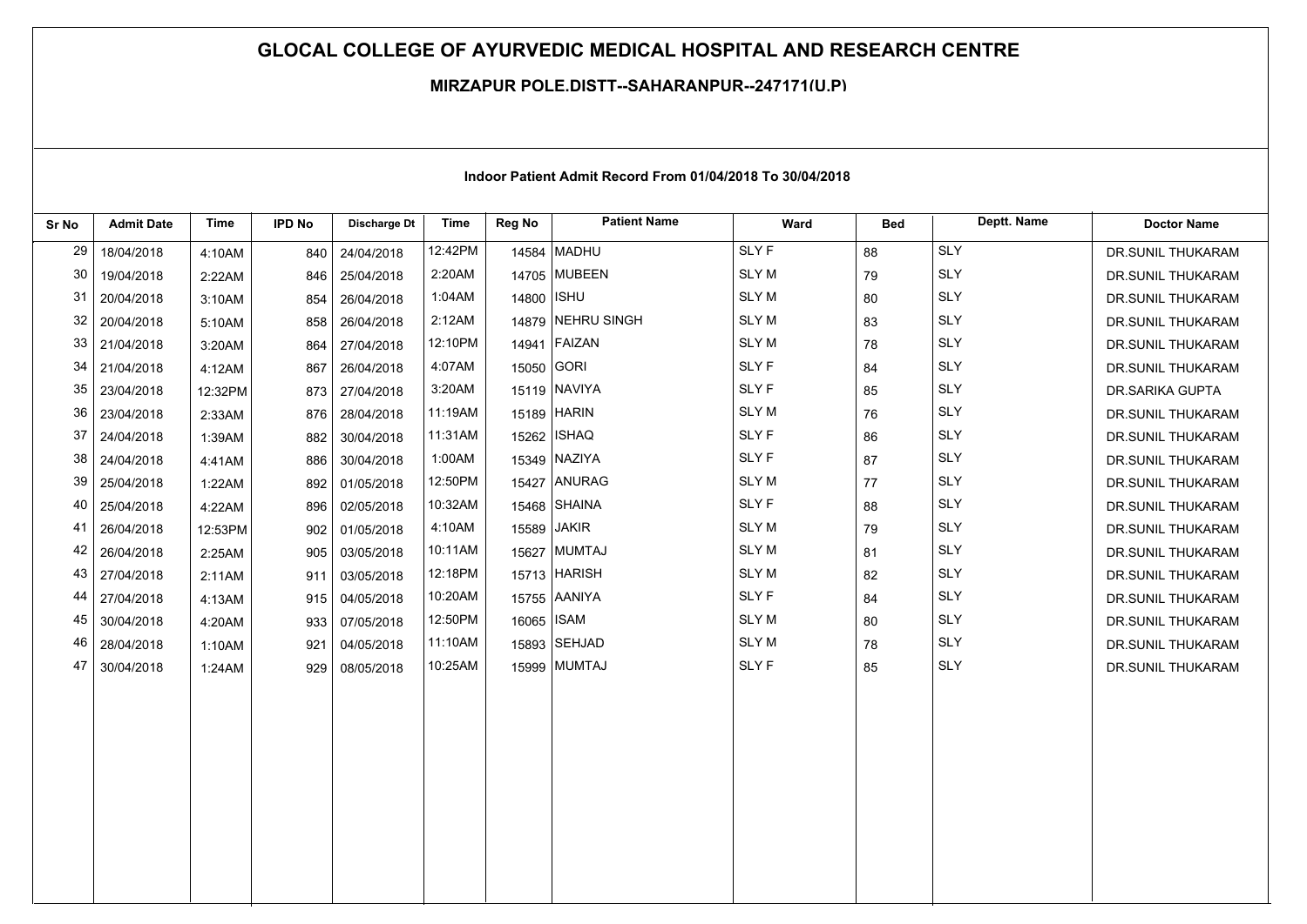# GLOCAL COLLEGE OF AYURVEDIC MEDICAL HOSPITAL AND RESEARCH CENTRE

**MIRZAPUR POLE.DISTT--SAHARANPUR--247171(U.P)**

**Indoor Patient Admit Record From 01/04/2018 To 30/04/2018**

| Sr No | Admit Date | Time | IPD No | Discharge Dt | Time | Reg No | Patient Name | Ward | Bed | Deptt. Name | Doctor Name |
|---|---|---|---|---|---|---|---|---|---|---|---|
| 29 | 18/04/2018 | 4:10AM | 840 | 24/04/2018 | 12:42PM | 14584 | MADHU | SLY F | 88 | SLY | DR.SUNIL THUKARAM |
| 30 | 19/04/2018 | 2:22AM | 846 | 25/04/2018 | 2:20AM | 14705 | MUBEEN | SLY M | 79 | SLY | DR.SUNIL THUKARAM |
| 31 | 20/04/2018 | 3:10AM | 854 | 26/04/2018 | 1:04AM | 14800 | ISHU | SLY M | 80 | SLY | DR.SUNIL THUKARAM |
| 32 | 20/04/2018 | 5:10AM | 858 | 26/04/2018 | 2:12AM | 14879 | NEHRU SINGH | SLY M | 83 | SLY | DR.SUNIL THUKARAM |
| 33 | 21/04/2018 | 3:20AM | 864 | 27/04/2018 | 12:10PM | 14941 | FAIZAN | SLY M | 78 | SLY | DR.SUNIL THUKARAM |
| 34 | 21/04/2018 | 4:12AM | 867 | 26/04/2018 | 4:07AM | 15050 | GORI | SLY F | 84 | SLY | DR.SUNIL THUKARAM |
| 35 | 23/04/2018 | 12:32PM | 873 | 27/04/2018 | 3:20AM | 15119 | NAVIYA | SLY F | 85 | SLY | DR.SARIKA GUPTA |
| 36 | 23/04/2018 | 2:33AM | 876 | 28/04/2018 | 11:19AM | 15189 | HARIN | SLY M | 76 | SLY | DR.SUNIL THUKARAM |
| 37 | 24/04/2018 | 1:39AM | 882 | 30/04/2018 | 11:31AM | 15262 | ISHAQ | SLY F | 86 | SLY | DR.SUNIL THUKARAM |
| 38 | 24/04/2018 | 4:41AM | 886 | 30/04/2018 | 1:00AM | 15349 | NAZIYA | SLY F | 87 | SLY | DR.SUNIL THUKARAM |
| 39 | 25/04/2018 | 1:22AM | 892 | 01/05/2018 | 12:50PM | 15427 | ANURAG | SLY M | 77 | SLY | DR.SUNIL THUKARAM |
| 40 | 25/04/2018 | 4:22AM | 896 | 02/05/2018 | 10:32AM | 15468 | SHAINA | SLY F | 88 | SLY | DR.SUNIL THUKARAM |
| 41 | 26/04/2018 | 12:53PM | 902 | 01/05/2018 | 4:10AM | 15589 | JAKIR | SLY M | 79 | SLY | DR.SUNIL THUKARAM |
| 42 | 26/04/2018 | 2:25AM | 905 | 03/05/2018 | 10:11AM | 15627 | MUMTAJ | SLY M | 81 | SLY | DR.SUNIL THUKARAM |
| 43 | 27/04/2018 | 2:11AM | 911 | 03/05/2018 | 12:18PM | 15713 | HARISH | SLY M | 82 | SLY | DR.SUNIL THUKARAM |
| 44 | 27/04/2018 | 4:13AM | 915 | 04/05/2018 | 10:20AM | 15755 | AANIYA | SLY F | 84 | SLY | DR.SUNIL THUKARAM |
| 45 | 30/04/2018 | 4:20AM | 933 | 07/05/2018 | 12:50PM | 16065 | ISAM | SLY M | 80 | SLY | DR.SUNIL THUKARAM |
| 46 | 28/04/2018 | 1:10AM | 921 | 04/05/2018 | 11:10AM | 15893 | SEHJAD | SLY M | 78 | SLY | DR.SUNIL THUKARAM |
| 47 | 30/04/2018 | 1:24AM | 929 | 08/05/2018 | 10:25AM | 15999 | MUMTAJ | SLY F | 85 | SLY | DR.SUNIL THUKARAM |